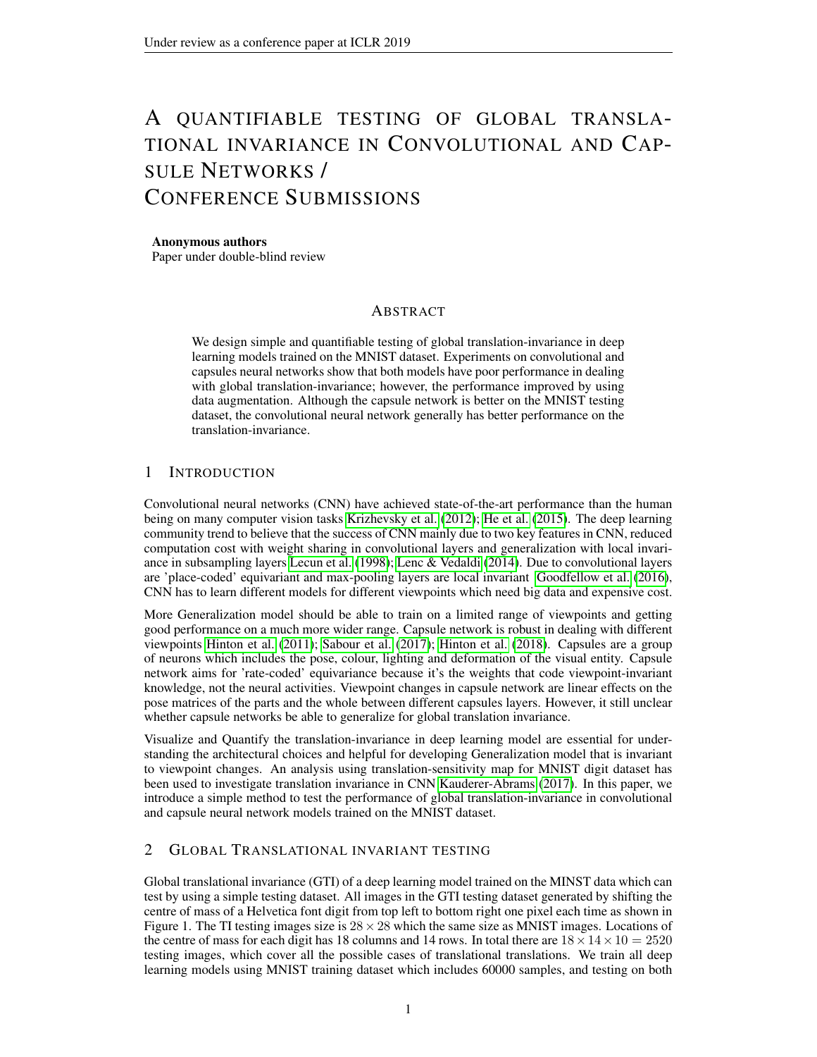# A QUANTIFIABLE TESTING OF GLOBAL TRANSLATIONAL INVARIANCE IN CONVOLUTIONAL AND CAPSULE NETWORKS / CONFERENCE SUBMISSIONS

**Anonymous authors**
Paper under double-blind review

## ABSTRACT

We design simple and quantifiable testing of global translation-invariance in deep learning models trained on the MNIST dataset. Experiments on convolutional and capsules neural networks show that both models have poor performance in dealing with global translation-invariance; however, the performance improved by using data augmentation. Although the capsule network is better on the MNIST testing dataset, the convolutional neural network generally has better performance on the translation-invariance.

## 1 INTRODUCTION

Convolutional neural networks (CNN) have achieved state-of-the-art performance than the human being on many computer vision tasks Krizhevsky et al. (2012); He et al. (2015). The deep learning community trend to believe that the success of CNN mainly due to two key features in CNN, reduced computation cost with weight sharing in convolutional layers and generalization with local invariance in subsampling layers Lecun et al. (1998); Lenc & Vedaldi (2014). Due to convolutional layers are 'place-coded' equivariant and max-pooling layers are local invariant Goodfellow et al. (2016), CNN has to learn different models for different viewpoints which need big data and expensive cost.

More Generalization model should be able to train on a limited range of viewpoints and getting good performance on a much more wider range. Capsule network is robust in dealing with different viewpoints Hinton et al. (2011); Sabour et al. (2017); Hinton et al. (2018). Capsules are a group of neurons which includes the pose, colour, lighting and deformation of the visual entity. Capsule network aims for 'rate-coded' equivariance because it's the weights that code viewpoint-invariant knowledge, not the neural activities. Viewpoint changes in capsule network are linear effects on the pose matrices of the parts and the whole between different capsules layers. However, it still unclear whether capsule networks be able to generalize for global translation invariance.

Visualize and Quantify the translation-invariance in deep learning model are essential for understanding the architectural choices and helpful for developing Generalization model that is invariant to viewpoint changes. An analysis using translation-sensitivity map for MNIST digit dataset has been used to investigate translation invariance in CNN Kauderer-Abrams (2017). In this paper, we introduce a simple method to test the performance of global translation-invariance in convolutional and capsule neural network models trained on the MNIST dataset.

## 2 GLOBAL TRANSLATIONAL INVARIANT TESTING

Global translational invariance (GTI) of a deep learning model trained on the MINST data which can test by using a simple testing dataset. All images in the GTI testing dataset generated by shifting the centre of mass of a Helvetica font digit from top left to bottom right one pixel each time as shown in Figure 1. The TI testing images size is $28 \times 28$ which the same size as MNIST images. Locations of the centre of mass for each digit has 18 columns and 14 rows. In total there are $18 \times 14 \times 10 = 2520$ testing images, which cover all the possible cases of translational translations. We train all deep learning models using MNIST training dataset which includes 60000 samples, and testing on both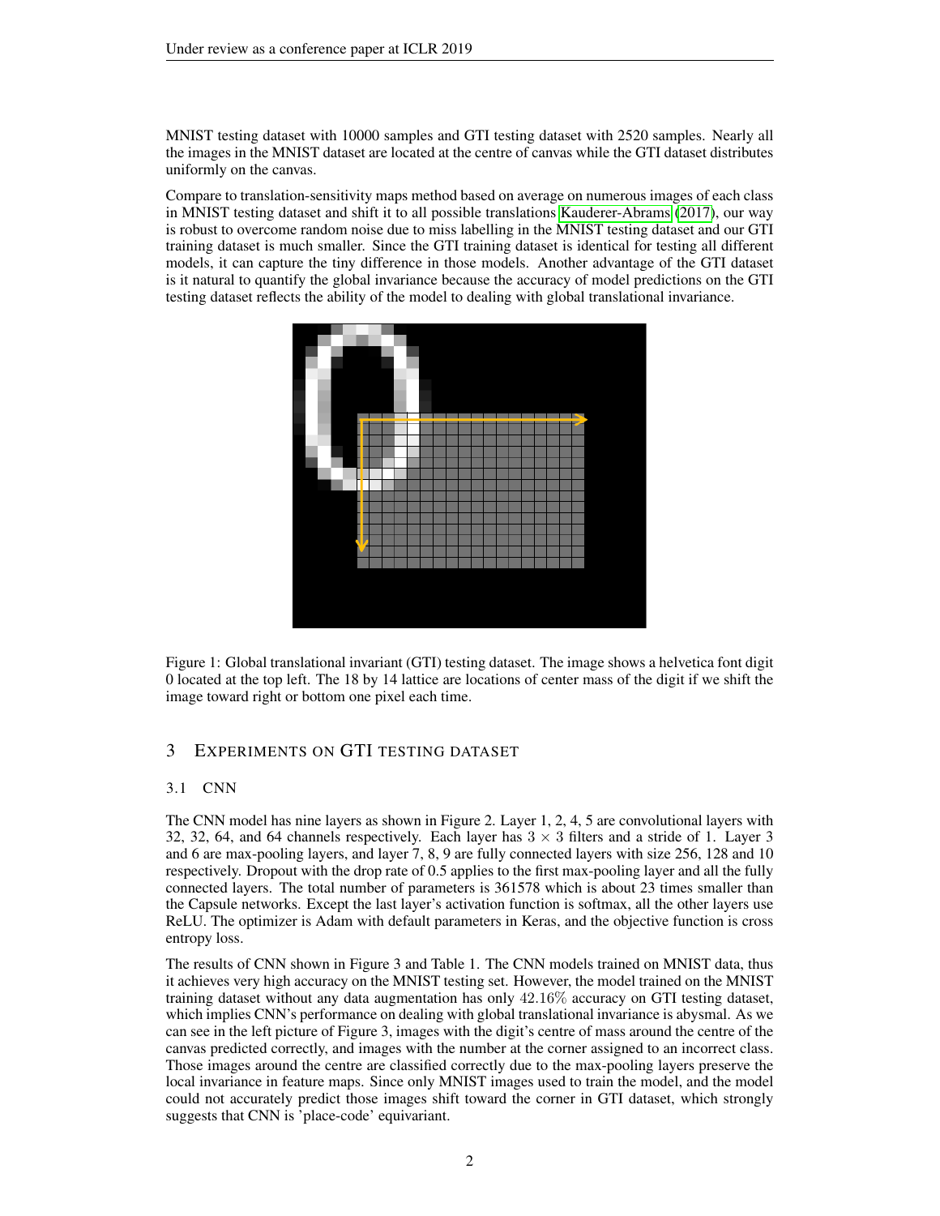MNIST testing dataset with 10000 samples and GTI testing dataset with 2520 samples. Nearly all the images in the MNIST dataset are located at the centre of canvas while the GTI dataset distributes uniformly on the canvas.

Compare to translation-sensitivity maps method based on average on numerous images of each class in MNIST testing dataset and shift it to all possible translations Kauderer-Abrams (2017), our way is robust to overcome random noise due to miss labelling in the MNIST testing dataset and our GTI training dataset is much smaller. Since the GTI training dataset is identical for testing all different models, it can capture the tiny difference in those models. Another advantage of the GTI dataset is it natural to quantify the global invariance because the accuracy of model predictions on the GTI testing dataset reflects the ability of the model to dealing with global translational invariance.

Figure 1: Global translational invariant (GTI) testing dataset. The image shows a helvetica font digit 0 located at the top left. The 18 by 14 lattice are locations of center mass of the digit if we shift the image toward right or bottom one pixel each time.

## 3 EXPERIMENTS ON GTI TESTING DATASET

### 3.1 CNN

The CNN model has nine layers as shown in Figure 2. Layer 1, 2, 4, 5 are convolutional layers with 32, 32, 64, and 64 channels respectively. Each layer has $3 \times 3$ filters and a stride of 1. Layer 3 and 6 are max-pooling layers, and layer 7, 8, 9 are fully connected layers with size 256, 128 and 10 respectively. Dropout with the drop rate of 0.5 applies to the first max-pooling layer and all the fully connected layers. The total number of parameters is 361578 which is about 23 times smaller than the Capsule networks. Except the last layer's activation function is softmax, all the other layers use ReLU. The optimizer is Adam with default parameters in Keras, and the objective function is cross entropy loss.

The results of CNN shown in Figure 3 and Table 1. The CNN models trained on MNIST data, thus it achieves very high accuracy on the MNIST testing set. However, the model trained on the MNIST training dataset without any data augmentation has only $42.16\%$ accuracy on GTI testing dataset, which implies CNN's performance on dealing with global translational invariance is abysmal. As we can see in the left picture of Figure 3, images with the digit's centre of mass around the centre of the canvas predicted correctly, and images with the number at the corner assigned to an incorrect class. Those images around the centre are classified correctly due to the max-pooling layers preserve the local invariance in feature maps. Since only MNIST images used to train the model, and the model could not accurately predict those images shift toward the corner in GTI dataset, which strongly suggests that CNN is 'place-code' equivariant.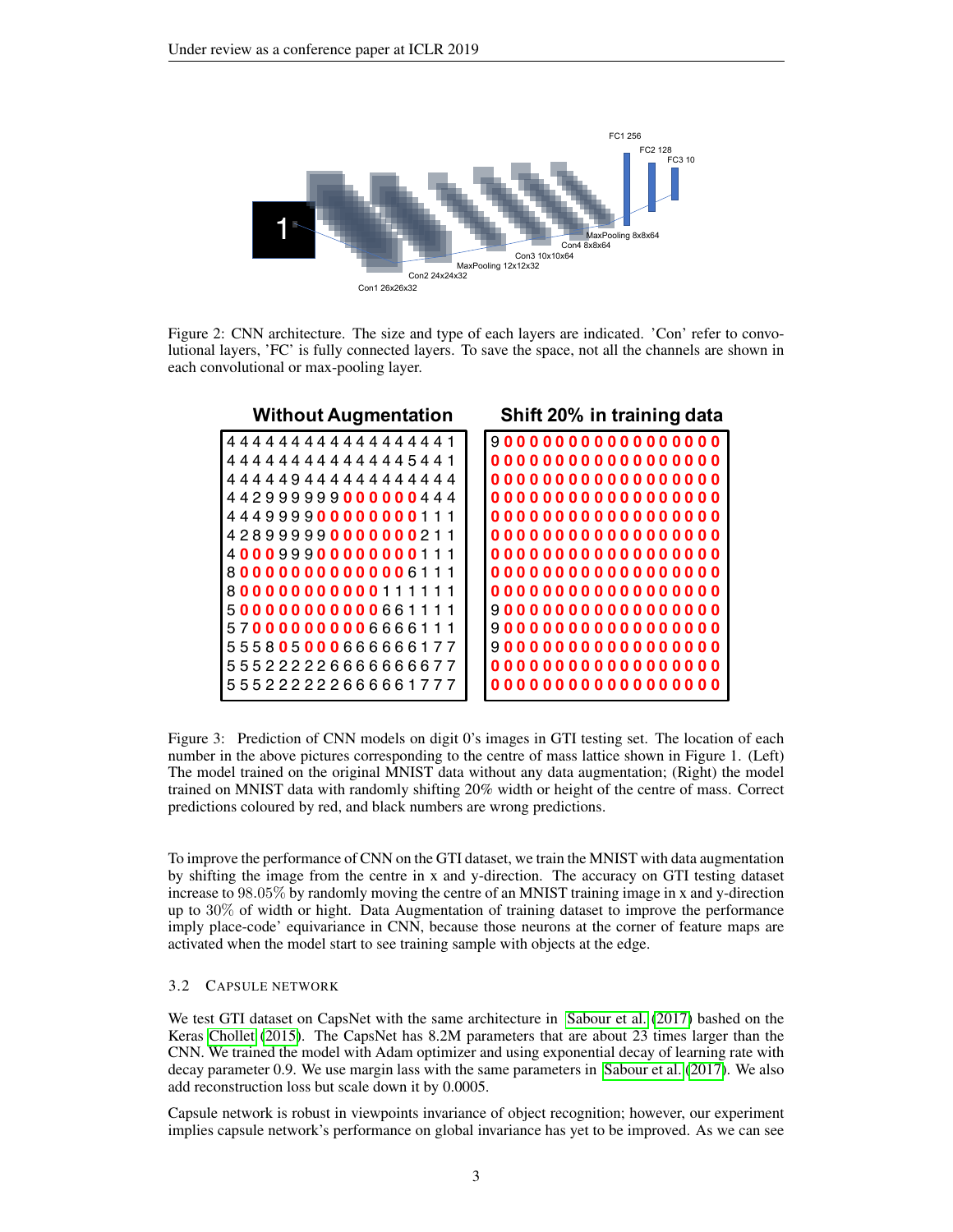Figure 2: CNN architecture. The size and type of each layers are indicated. 'Con' refer to convolutional layers, 'FC' is fully connected layers. To save the space, not all the channels are shown in each convolutional or max-pooling layer.

Figure 3: Prediction of CNN models on digit 0's images in GTI testing set. The location of each number in the above pictures corresponding to the centre of mass lattice shown in Figure 1. (Left) The model trained on the original MNIST data without any data augmentation; (Right) the model trained on MNIST data with randomly shifting 20% width or height of the centre of mass. Correct predictions coloured by red, and black numbers are wrong predictions.

To improve the performance of CNN on the GTI dataset, we train the MNIST with data augmentation by shifting the image from the centre in x and y-direction. The accuracy on GTI testing dataset increase to 98.05% by randomly moving the centre of an MNIST training image in x and y-direction up to 30% of width or hight. Data Augmentation of training dataset to improve the performance imply place-code' equivariance in CNN, because those neurons at the corner of feature maps are activated when the model start to see training sample with objects at the edge.

### 3.2 Capsule Network

We test GTI dataset on CapsNet with the same architecture in Sabour et al. (2017) bashed on the Keras Chollet (2015). The CapsNet has 8.2M parameters that are about 23 times larger than the CNN. We trained the model with Adam optimizer and using exponential decay of learning rate with decay parameter 0.9. We use margin lass with the same parameters in Sabour et al. (2017). We also add reconstruction loss but scale down it by 0.0005.

Capsule network is robust in viewpoints invariance of object recognition; however, our experiment implies capsule network's performance on global invariance has yet to be improved. As we can see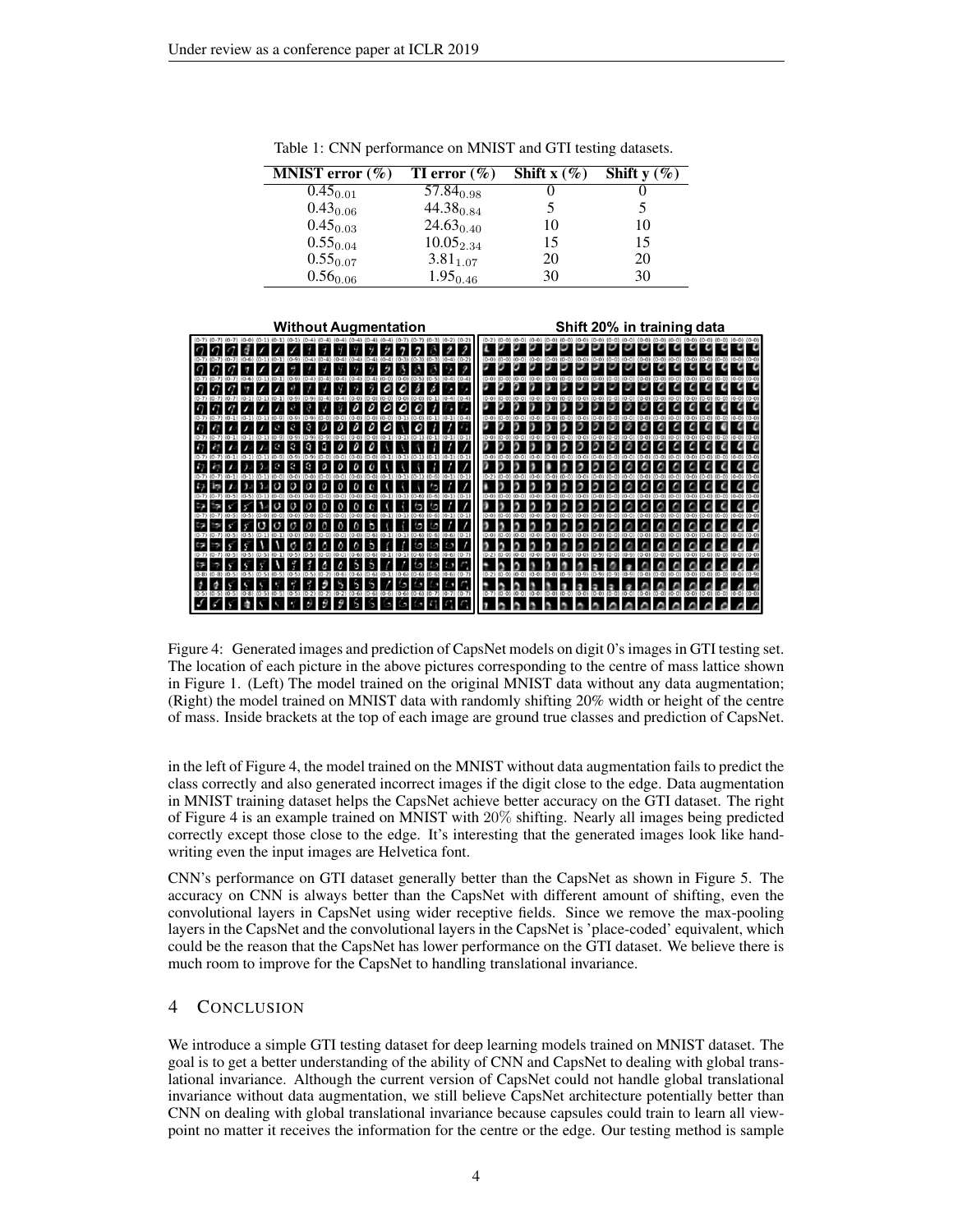Table 1: CNN performance on MNIST and GTI testing datasets.

| MNIST error (%) | TI error (%) | Shift x (%) | Shift y (%) |
|---|---|---|---|
| $0.45_{0.01}$ | $57.84_{0.98}$ | 0 | 0 |
| $0.43_{0.06}$ | $44.38_{0.84}$ | 5 | 5 |
| $0.45_{0.03}$ | $24.63_{0.40}$ | 10 | 10 |
| $0.55_{0.04}$ | $10.05_{2.34}$ | 15 | 15 |
| $0.55_{0.07}$ | $3.81_{1.07}$ | 20 | 20 |
| $0.56_{0.06}$ | $1.95_{0.46}$ | 30 | 30 |

Figure 4: Generated images and prediction of CapsNet models on digit 0's images in GTI testing set. The location of each picture in the above pictures corresponding to the centre of mass lattice shown in Figure 1. (Left) The model trained on the original MNIST data without any data augmentation; (Right) the model trained on MNIST data with randomly shifting 20% width or height of the centre of mass. Inside brackets at the top of each image are ground true classes and prediction of CapsNet.

in the left of Figure 4, the model trained on the MNIST without data augmentation fails to predict the class correctly and also generated incorrect images if the digit close to the edge. Data augmentation in MNIST training dataset helps the CapsNet achieve better accuracy on the GTI dataset. The right of Figure 4 is an example trained on MNIST with 20% shifting. Nearly all images being predicted correctly except those close to the edge. It's interesting that the generated images look like handwriting even the input images are Helvetica font.

CNN's performance on GTI dataset generally better than the CapsNet as shown in Figure 5. The accuracy on CNN is always better than the CapsNet with different amount of shifting, even the convolutional layers in CapsNet using wider receptive fields. Since we remove the max-pooling layers in the CapsNet and the convolutional layers in the CapsNet is 'place-coded' equivalent, which could be the reason that the CapsNet has lower performance on the GTI dataset. We believe there is much room to improve for the CapsNet to handling translational invariance.

## 4 Conclusion

We introduce a simple GTI testing dataset for deep learning models trained on MNIST dataset. The goal is to get a better understanding of the ability of CNN and CapsNet to dealing with global translational invariance. Although the current version of CapsNet could not handle global translational invariance without data augmentation, we still believe CapsNet architecture potentially better than CNN on dealing with global translational invariance because capsules could train to learn all viewpoint no matter it receives the information for the centre or the edge. Our testing method is sample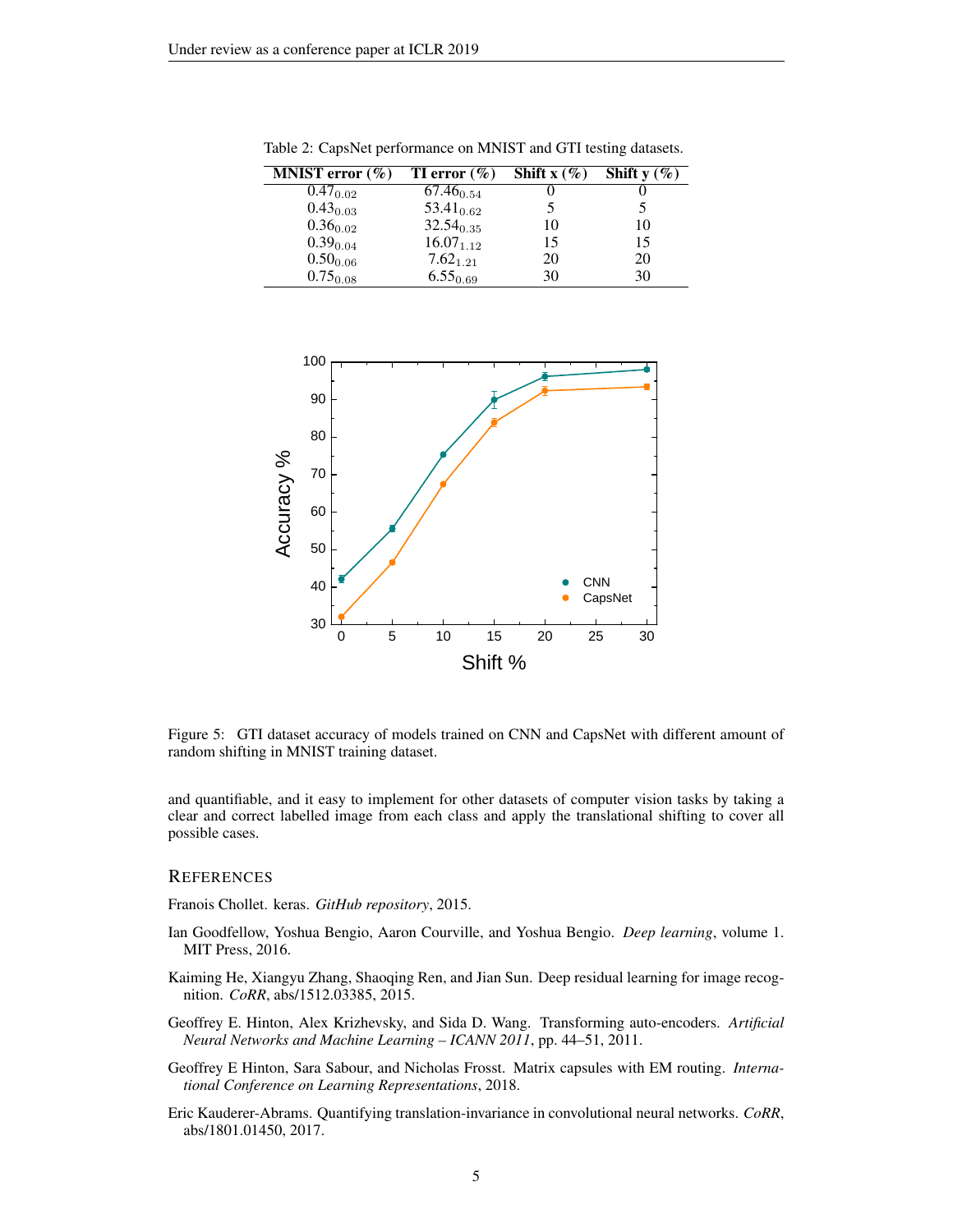Table 2: CapsNet performance on MNIST and GTI testing datasets.

| MNIST error (%) | TI error (%) | Shift x (%) | Shift y (%) |
|---|---|---|---|
| $0.47_{0.02}$ | $67.46_{0.54}$ | 0 | 0 |
| $0.43_{0.03}$ | $53.41_{0.62}$ | 5 | 5 |
| $0.36_{0.02}$ | $32.54_{0.35}$ | 10 | 10 |
| $0.39_{0.04}$ | $16.07_{1.12}$ | 15 | 15 |
| $0.50_{0.06}$ | $7.62_{1.21}$ | 20 | 20 |
| $0.75_{0.08}$ | $6.55_{0.69}$ | 30 | 30 |

Figure 5: GTI dataset accuracy of models trained on CNN and CapsNet with different amount of random shifting in MNIST training dataset.

and quantifiable, and it easy to implement for other datasets of computer vision tasks by taking a clear and correct labelled image from each class and apply the translational shifting to cover all possible cases.

## References

Franois Chollet. keras. *GitHub repository*, 2015.

Ian Goodfellow, Yoshua Bengio, Aaron Courville, and Yoshua Bengio. *Deep learning*, volume 1. MIT Press, 2016.

Kaiming He, Xiangyu Zhang, Shaoqing Ren, and Jian Sun. Deep residual learning for image recognition. *CoRR*, abs/1512.03385, 2015.

Geoffrey E. Hinton, Alex Krizhevsky, and Sida D. Wang. Transforming auto-encoders. *Artificial Neural Networks and Machine Learning – ICANN 2011*, pp. 44–51, 2011.

Geoffrey E Hinton, Sara Sabour, and Nicholas Frosst. Matrix capsules with EM routing. *International Conference on Learning Representations*, 2018.

Eric Kauderer-Abrams. Quantifying translation-invariance in convolutional neural networks. *CoRR*, abs/1801.01450, 2017.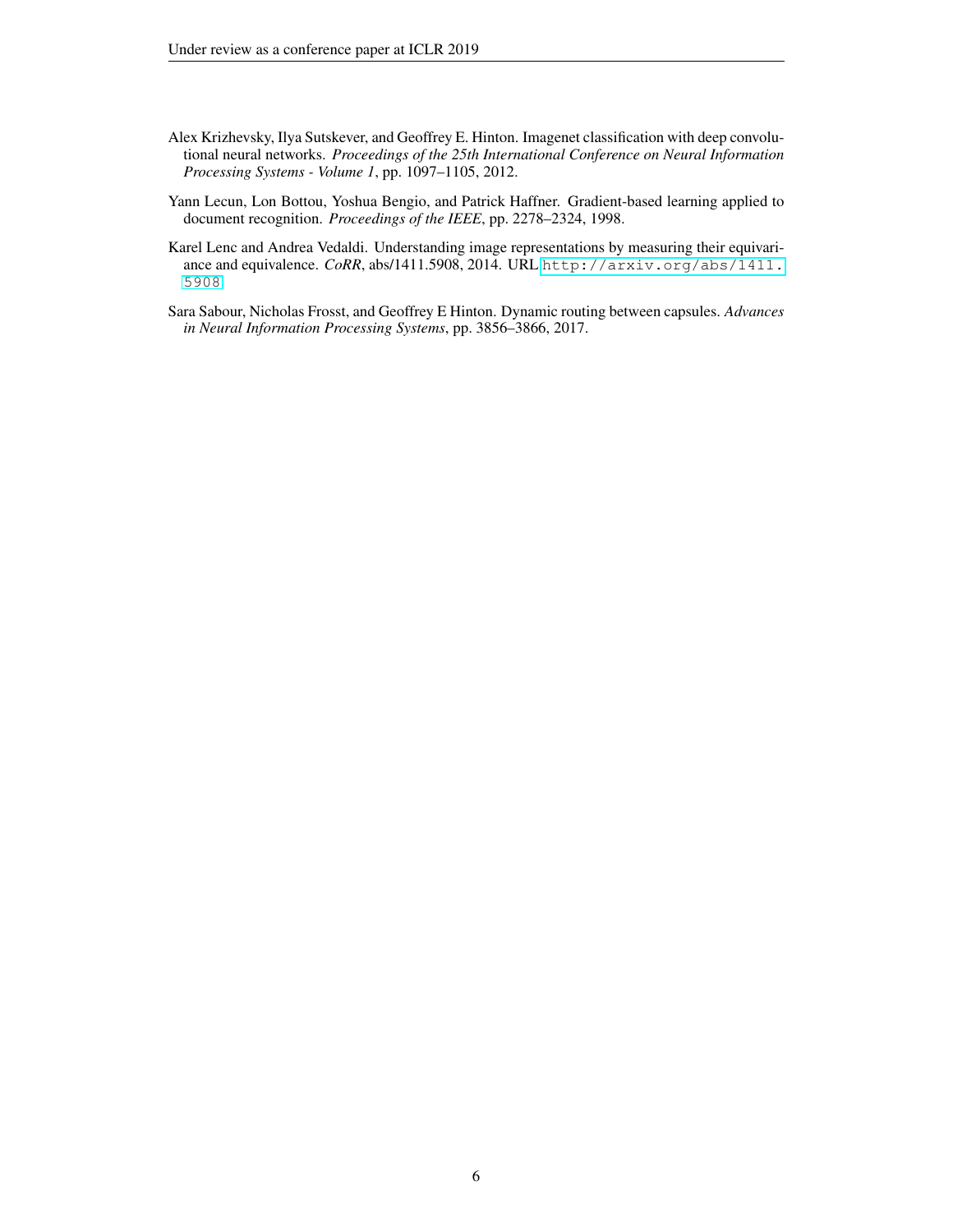Alex Krizhevsky, Ilya Sutskever, and Geoffrey E. Hinton. Imagenet classification with deep convolutional neural networks. *Proceedings of the 25th International Conference on Neural Information Processing Systems - Volume 1*, pp. 1097–1105, 2012.

Yann Lecun, Lon Bottou, Yoshua Bengio, and Patrick Haffner. Gradient-based learning applied to document recognition. *Proceedings of the IEEE*, pp. 2278–2324, 1998.

Karel Lenc and Andrea Vedaldi. Understanding image representations by measuring their equivariance and equivalence. *CoRR*, abs/1411.5908, 2014. URL http://arxiv.org/abs/1411.5908.

Sara Sabour, Nicholas Frosst, and Geoffrey E Hinton. Dynamic routing between capsules. *Advances in Neural Information Processing Systems*, pp. 3856–3866, 2017.